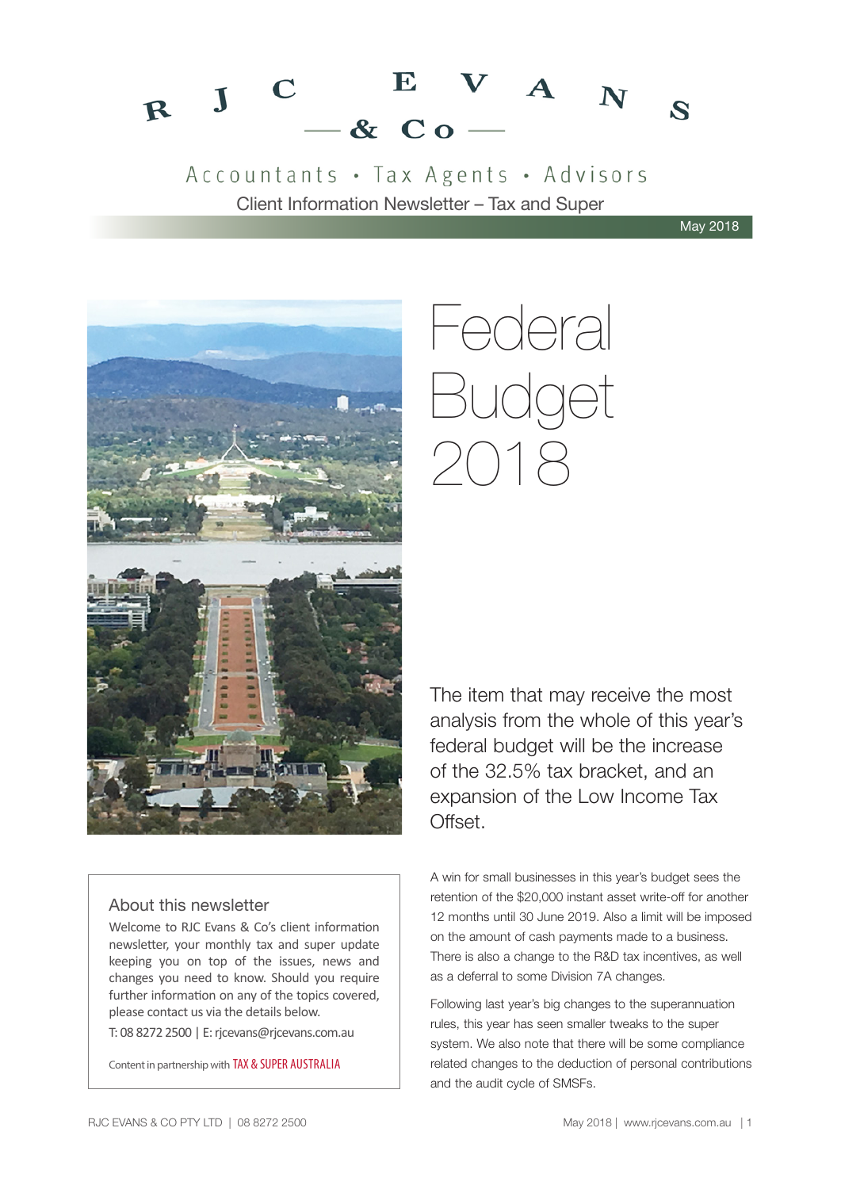# RJC EVANS & Co

Accountants • Tax Agents • Advisors

Client Information Newsletter – Tax and Super

May 2018

# Federal Budget 2018

The item that may receive the most analysis from the whole of this year's federal budget will be the increase of the 32.5% tax bracket, and an expansion of the Low Income Tax Offset.

A win for small businesses in this year's budget sees the retention of the $20,000 instant asset write-off for another 12 months until 30 June 2019. Also a limit will be imposed on the amount of cash payments made to a business. There is also a change to the R&D tax incentives, as well as a deferral to some Division 7A changes.

Following last year's big changes to the superannuation rules, this year has seen smaller tweaks to the super system. We also note that there will be some compliance related changes to the deduction of personal contributions and the audit cycle of SMSFs.

## About this newsletter

Welcome to RJC Evans & Co's client information newsletter, your monthly tax and super update keeping you on top of the issues, news and changes you need to know. Should you require further information on any of the topics covered, please contact us via the details below.

T: 08 8272 2500 | E: rjcevans@rjcevans.com.au

Content in partnership with TAX & SUPER AUSTRALIA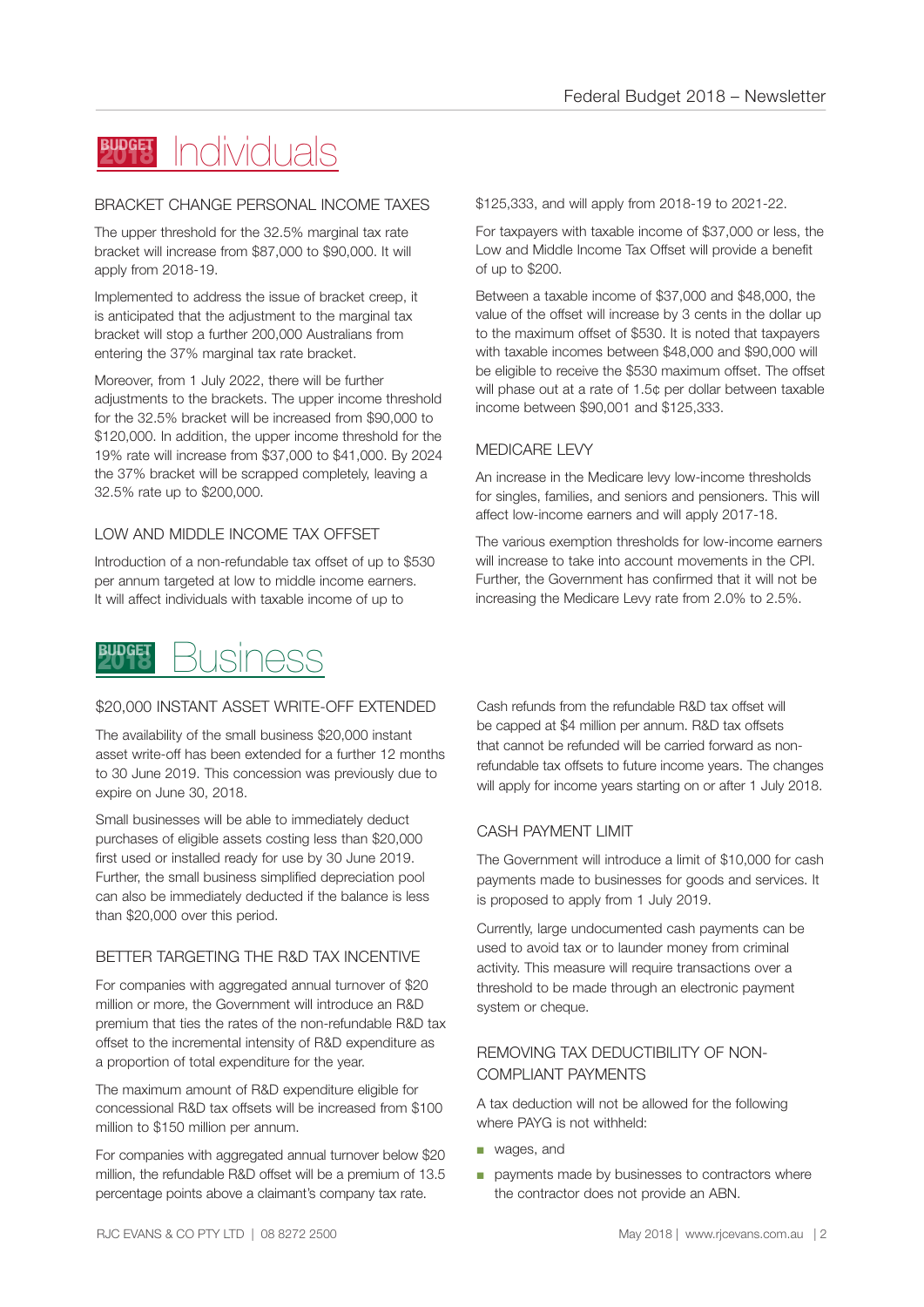# Individuals

## BRACKET CHANGE PERSONAL INCOME TAXES

The upper threshold for the 32.5% marginal tax rate bracket will increase from $87,000 to $90,000. It will apply from 2018-19.

Implemented to address the issue of bracket creep, it is anticipated that the adjustment to the marginal tax bracket will stop a further 200,000 Australians from entering the 37% marginal tax rate bracket.

Moreover, from 1 July 2022, there will be further adjustments to the brackets. The upper income threshold for the 32.5% bracket will be increased from $90,000 to $120,000. In addition, the upper income threshold for the 19% rate will increase from $37,000 to $41,000. By 2024 the 37% bracket will be scrapped completely, leaving a 32.5% rate up to $200,000.

## LOW AND MIDDLE INCOME TAX OFFSET

Introduction of a non-refundable tax offset of up to $530 per annum targeted at low to middle income earners. It will affect individuals with taxable income of up to $125,333, and will apply from 2018-19 to 2021-22.

For taxpayers with taxable income of $37,000 or less, the Low and Middle Income Tax Offset will provide a benefit of up to $200.

Between a taxable income of $37,000 and $48,000, the value of the offset will increase by 3 cents in the dollar up to the maximum offset of $530. It is noted that taxpayers with taxable incomes between $48,000 and $90,000 will be eligible to receive the $530 maximum offset. The offset will phase out at a rate of 1.5¢ per dollar between taxable income between $90,001 and $125,333.

## MEDICARE LEVY

An increase in the Medicare levy low-income thresholds for singles, families, and seniors and pensioners. This will affect low-income earners and will apply 2017-18.

The various exemption thresholds for low-income earners will increase to take into account movements in the CPI. Further, the Government has confirmed that it will not be increasing the Medicare Levy rate from 2.0% to 2.5%.

# Business

## $20,000 INSTANT ASSET WRITE-OFF EXTENDED

The availability of the small business $20,000 instant asset write-off has been extended for a further 12 months to 30 June 2019. This concession was previously due to expire on June 30, 2018.

Small businesses will be able to immediately deduct purchases of eligible assets costing less than $20,000 first used or installed ready for use by 30 June 2019. Further, the small business simplified depreciation pool can also be immediately deducted if the balance is less than $20,000 over this period.

## BETTER TARGETING THE R&D TAX INCENTIVE

For companies with aggregated annual turnover of $20 million or more, the Government will introduce an R&D premium that ties the rates of the non-refundable R&D tax offset to the incremental intensity of R&D expenditure as a proportion of total expenditure for the year.

The maximum amount of R&D expenditure eligible for concessional R&D tax offsets will be increased from $100 million to $150 million per annum.

For companies with aggregated annual turnover below $20 million, the refundable R&D offset will be a premium of 13.5 percentage points above a claimant's company tax rate.

Cash refunds from the refundable R&D tax offset will be capped at $4 million per annum. R&D tax offsets that cannot be refunded will be carried forward as non-refundable tax offsets to future income years. The changes will apply for income years starting on or after 1 July 2018.

## CASH PAYMENT LIMIT

The Government will introduce a limit of $10,000 for cash payments made to businesses for goods and services. It is proposed to apply from 1 July 2019.

Currently, large undocumented cash payments can be used to avoid tax or to launder money from criminal activity. This measure will require transactions over a threshold to be made through an electronic payment system or cheque.

## REMOVING TAX DEDUCTIBILITY OF NON-COMPLIANT PAYMENTS

A tax deduction will not be allowed for the following where PAYG is not withheld:

- wages, and
- payments made by businesses to contractors where the contractor does not provide an ABN.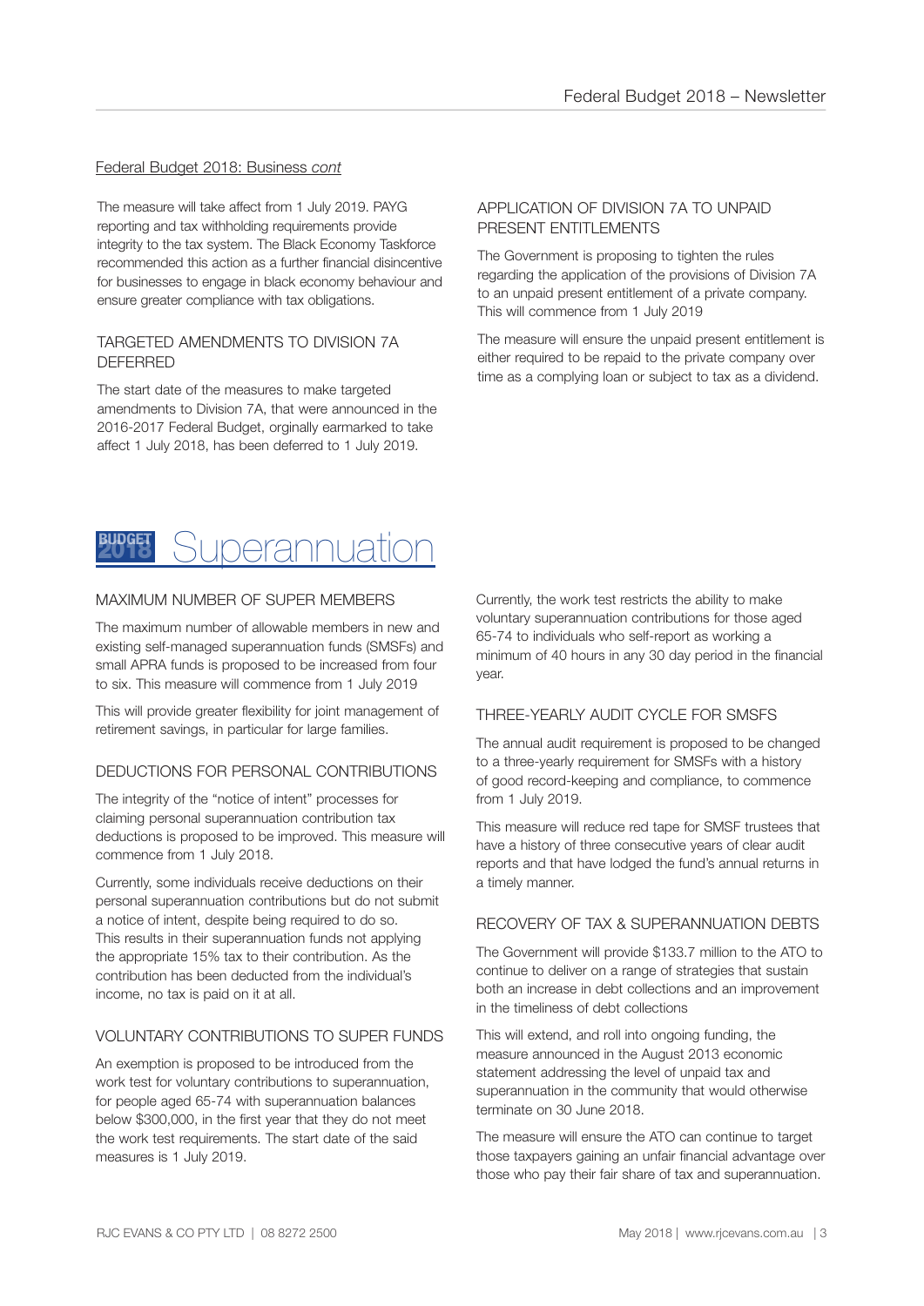Federal Budget 2018: Business *cont*

The measure will take affect from 1 July 2019. PAYG reporting and tax withholding requirements provide integrity to the tax system. The Black Economy Taskforce recommended this action as a further financial disincentive for businesses to engage in black economy behaviour and ensure greater compliance with tax obligations.

### TARGETED AMENDMENTS TO DIVISION 7A DEFERRED

The start date of the measures to make targeted amendments to Division 7A, that were announced in the 2016-2017 Federal Budget, orginally earmarked to take affect 1 July 2018, has been deferred to 1 July 2019.

### APPLICATION OF DIVISION 7A TO UNPAID PRESENT ENTITLEMENTS

The Government is proposing to tighten the rules regarding the application of the provisions of Division 7A to an unpaid present entitlement of a private company. This will commence from 1 July 2019

The measure will ensure the unpaid present entitlement is either required to be repaid to the private company over time as a complying loan or subject to tax as a dividend.

## BUDGET 2018 Superannuation

### MAXIMUM NUMBER OF SUPER MEMBERS

The maximum number of allowable members in new and existing self-managed superannuation funds (SMSFs) and small APRA funds is proposed to be increased from four to six. This measure will commence from 1 July 2019

This will provide greater flexibility for joint management of retirement savings, in particular for large families.

### DEDUCTIONS FOR PERSONAL CONTRIBUTIONS

The integrity of the "notice of intent" processes for claiming personal superannuation contribution tax deductions is proposed to be improved. This measure will commence from 1 July 2018.

Currently, some individuals receive deductions on their personal superannuation contributions but do not submit a notice of intent, despite being required to do so. This results in their superannuation funds not applying the appropriate 15% tax to their contribution. As the contribution has been deducted from the individual's income, no tax is paid on it at all.

### VOLUNTARY CONTRIBUTIONS TO SUPER FUNDS

An exemption is proposed to be introduced from the work test for voluntary contributions to superannuation, for people aged 65-74 with superannuation balances below $300,000, in the first year that they do not meet the work test requirements. The start date of the said measures is 1 July 2019.

Currently, the work test restricts the ability to make voluntary superannuation contributions for those aged 65-74 to individuals who self-report as working a minimum of 40 hours in any 30 day period in the financial year.

### THREE-YEARLY AUDIT CYCLE FOR SMSFS

The annual audit requirement is proposed to be changed to a three-yearly requirement for SMSFs with a history of good record-keeping and compliance, to commence from 1 July 2019.

This measure will reduce red tape for SMSF trustees that have a history of three consecutive years of clear audit reports and that have lodged the fund's annual returns in a timely manner.

### RECOVERY OF TAX & SUPERANNUATION DEBTS

The Government will provide $133.7 million to the ATO to continue to deliver on a range of strategies that sustain both an increase in debt collections and an improvement in the timeliness of debt collections

This will extend, and roll into ongoing funding, the measure announced in the August 2013 economic statement addressing the level of unpaid tax and superannuation in the community that would otherwise terminate on 30 June 2018.

The measure will ensure the ATO can continue to target those taxpayers gaining an unfair financial advantage over those who pay their fair share of tax and superannuation.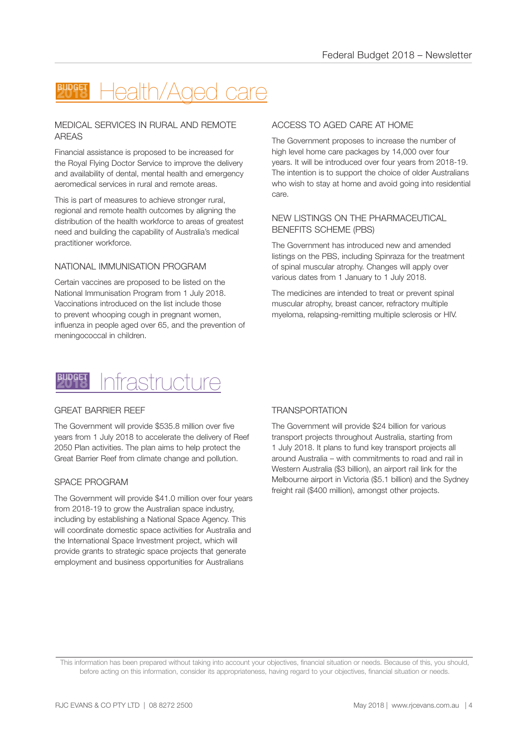# Health/Aged care

### MEDICAL SERVICES IN RURAL AND REMOTE AREAS

Financial assistance is proposed to be increased for the Royal Flying Doctor Service to improve the delivery and availability of dental, mental health and emergency aeromedical services in rural and remote areas.

This is part of measures to achieve stronger rural, regional and remote health outcomes by aligning the distribution of the health workforce to areas of greatest need and building the capability of Australia's medical practitioner workforce.

### NATIONAL IMMUNISATION PROGRAM

Certain vaccines are proposed to be listed on the National Immunisation Program from 1 July 2018. Vaccinations introduced on the list include those to prevent whooping cough in pregnant women, influenza in people aged over 65, and the prevention of meningococcal in children.

### ACCESS TO AGED CARE AT HOME

The Government proposes to increase the number of high level home care packages by 14,000 over four years. It will be introduced over four years from 2018-19. The intention is to support the choice of older Australians who wish to stay at home and avoid going into residential care.

### NEW LISTINGS ON THE PHARMACEUTICAL BENEFITS SCHEME (PBS)

The Government has introduced new and amended listings on the PBS, including Spinraza for the treatment of spinal muscular atrophy. Changes will apply over various dates from 1 January to 1 July 2018.

The medicines are intended to treat or prevent spinal muscular atrophy, breast cancer, refractory multiple myeloma, relapsing-remitting multiple sclerosis or HIV.

# Infrastructure

### GREAT BARRIER REEF

The Government will provide $535.8 million over five years from 1 July 2018 to accelerate the delivery of Reef 2050 Plan activities. The plan aims to help protect the Great Barrier Reef from climate change and pollution.

### SPACE PROGRAM

The Government will provide $41.0 million over four years from 2018-19 to grow the Australian space industry, including by establishing a National Space Agency. This will coordinate domestic space activities for Australia and the International Space Investment project, which will provide grants to strategic space projects that generate employment and business opportunities for Australians

### TRANSPORTATION

The Government will provide $24 billion for various transport projects throughout Australia, starting from 1 July 2018. It plans to fund key transport projects all around Australia – with commitments to road and rail in Western Australia ($3 billion), an airport rail link for the Melbourne airport in Victoria ($5.1 billion) and the Sydney freight rail ($400 million), amongst other projects.

This information has been prepared without taking into account your objectives, financial situation or needs. Because of this, you should, before acting on this information, consider its appropriateness, having regard to your objectives, financial situation or needs.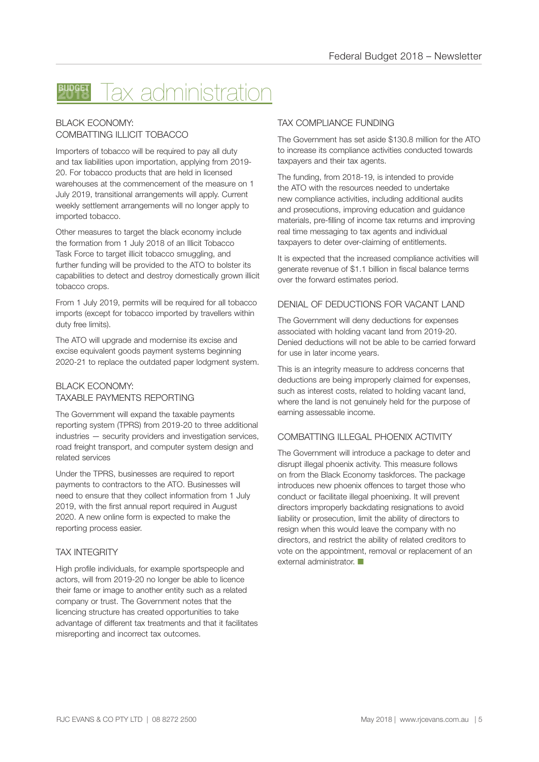# Tax administration

## BLACK ECONOMY: COMBATTING ILLICIT TOBACCO

Importers of tobacco will be required to pay all duty and tax liabilities upon importation, applying from 2019-20. For tobacco products that are held in licensed warehouses at the commencement of the measure on 1 July 2019, transitional arrangements will apply. Current weekly settlement arrangements will no longer apply to imported tobacco.

Other measures to target the black economy include the formation from 1 July 2018 of an Illicit Tobacco Task Force to target illicit tobacco smuggling, and further funding will be provided to the ATO to bolster its capabilities to detect and destroy domestically grown illicit tobacco crops.

From 1 July 2019, permits will be required for all tobacco imports (except for tobacco imported by travellers within duty free limits).

The ATO will upgrade and modernise its excise and excise equivalent goods payment systems beginning 2020-21 to replace the outdated paper lodgment system.

## BLACK ECONOMY: TAXABLE PAYMENTS REPORTING

The Government will expand the taxable payments reporting system (TPRS) from 2019-20 to three additional industries — security providers and investigation services, road freight transport, and computer system design and related services

Under the TPRS, businesses are required to report payments to contractors to the ATO. Businesses will need to ensure that they collect information from 1 July 2019, with the first annual report required in August 2020. A new online form is expected to make the reporting process easier.

## TAX INTEGRITY

High profile individuals, for example sportspeople and actors, will from 2019-20 no longer be able to licence their fame or image to another entity such as a related company or trust. The Government notes that the licencing structure has created opportunities to take advantage of different tax treatments and that it facilitates misreporting and incorrect tax outcomes.

## TAX COMPLIANCE FUNDING

The Government has set aside $130.8 million for the ATO to increase its compliance activities conducted towards taxpayers and their tax agents.

The funding, from 2018-19, is intended to provide the ATO with the resources needed to undertake new compliance activities, including additional audits and prosecutions, improving education and guidance materials, pre-filling of income tax returns and improving real time messaging to tax agents and individual taxpayers to deter over-claiming of entitlements.

It is expected that the increased compliance activities will generate revenue of $1.1 billion in fiscal balance terms over the forward estimates period.

## DENIAL OF DEDUCTIONS FOR VACANT LAND

The Government will deny deductions for expenses associated with holding vacant land from 2019-20. Denied deductions will not be able to be carried forward for use in later income years.

This is an integrity measure to address concerns that deductions are being improperly claimed for expenses, such as interest costs, related to holding vacant land, where the land is not genuinely held for the purpose of earning assessable income.

## COMBATTING ILLEGAL PHOENIX ACTIVITY

The Government will introduce a package to deter and disrupt illegal phoenix activity. This measure follows on from the Black Economy taskforces. The package introduces new phoenix offences to target those who conduct or facilitate illegal phoenixing. It will prevent directors improperly backdating resignations to avoid liability or prosecution, limit the ability of directors to resign when this would leave the company with no directors, and restrict the ability of related creditors to vote on the appointment, removal or replacement of an external administrator. ■